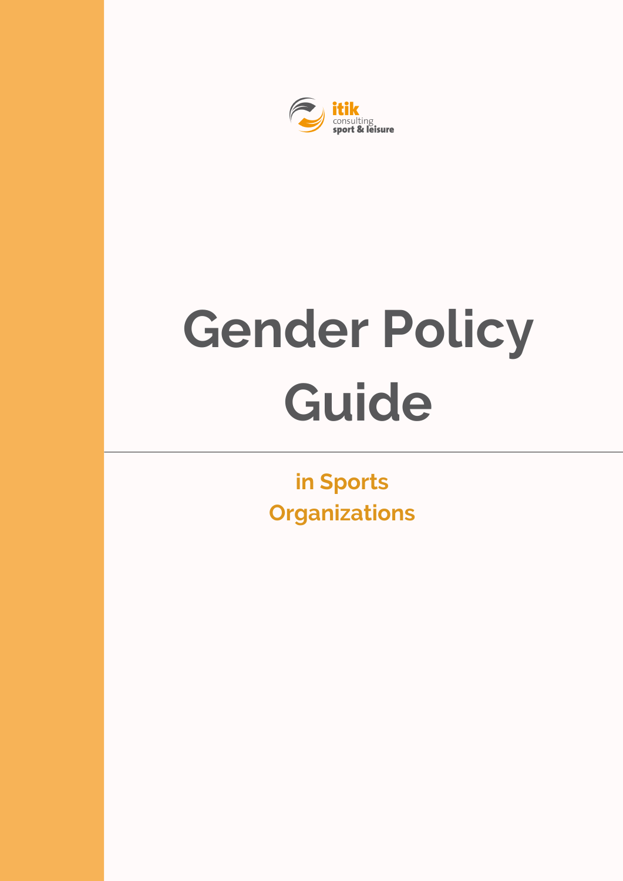itik consulting sport & leisure

# Gender Policy Guide

## in Sports Organizations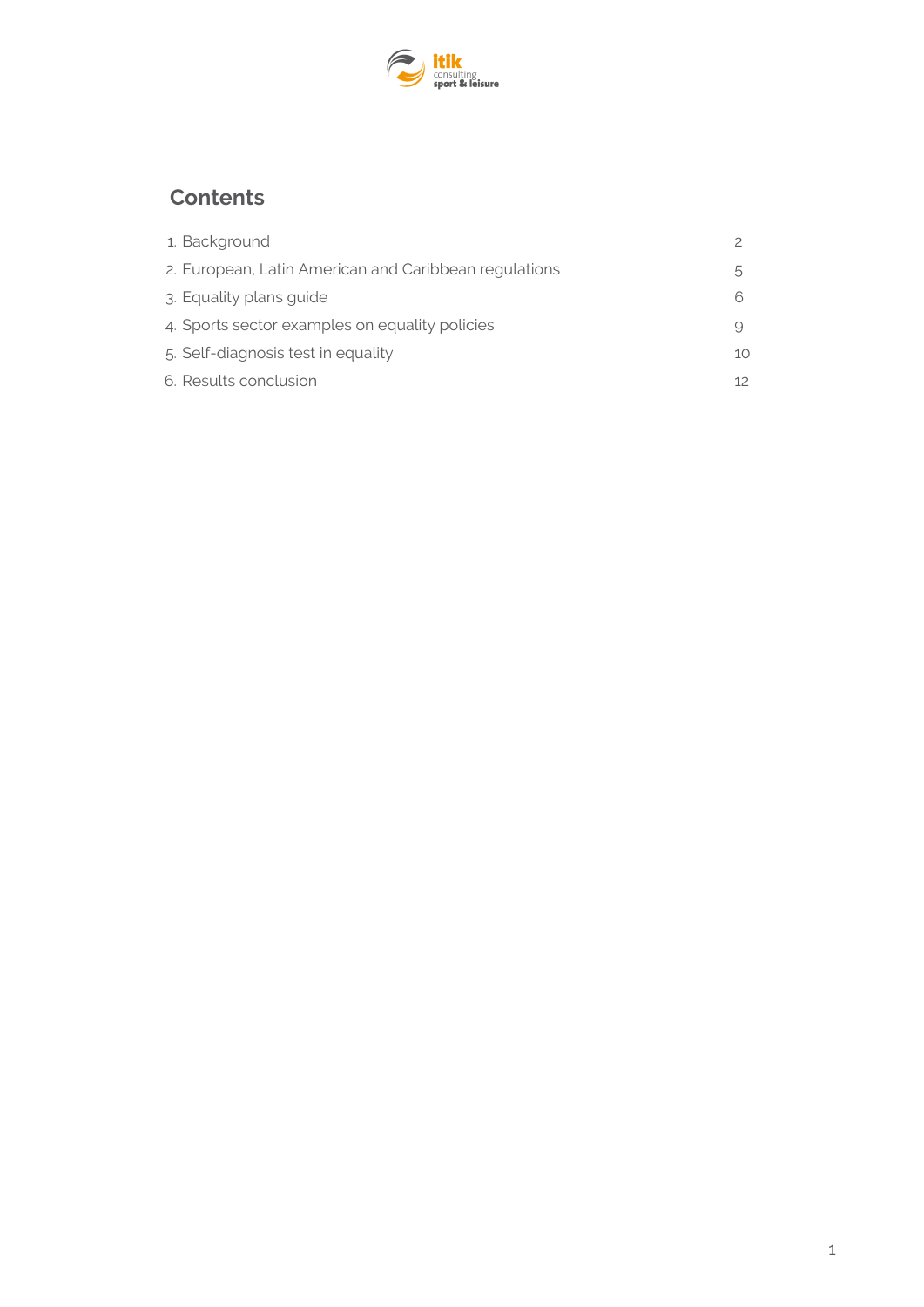## Contents

| | |
|---|---|
| 1. Background | 2 |
| 2. European, Latin American and Caribbean regulations | 5 |
| 3. Equality plans guide | 6 |
| 4. Sports sector examples on equality policies | 9 |
| 5. Self-diagnosis test in equality | 10 |
| 6. Results conclusion | 12 |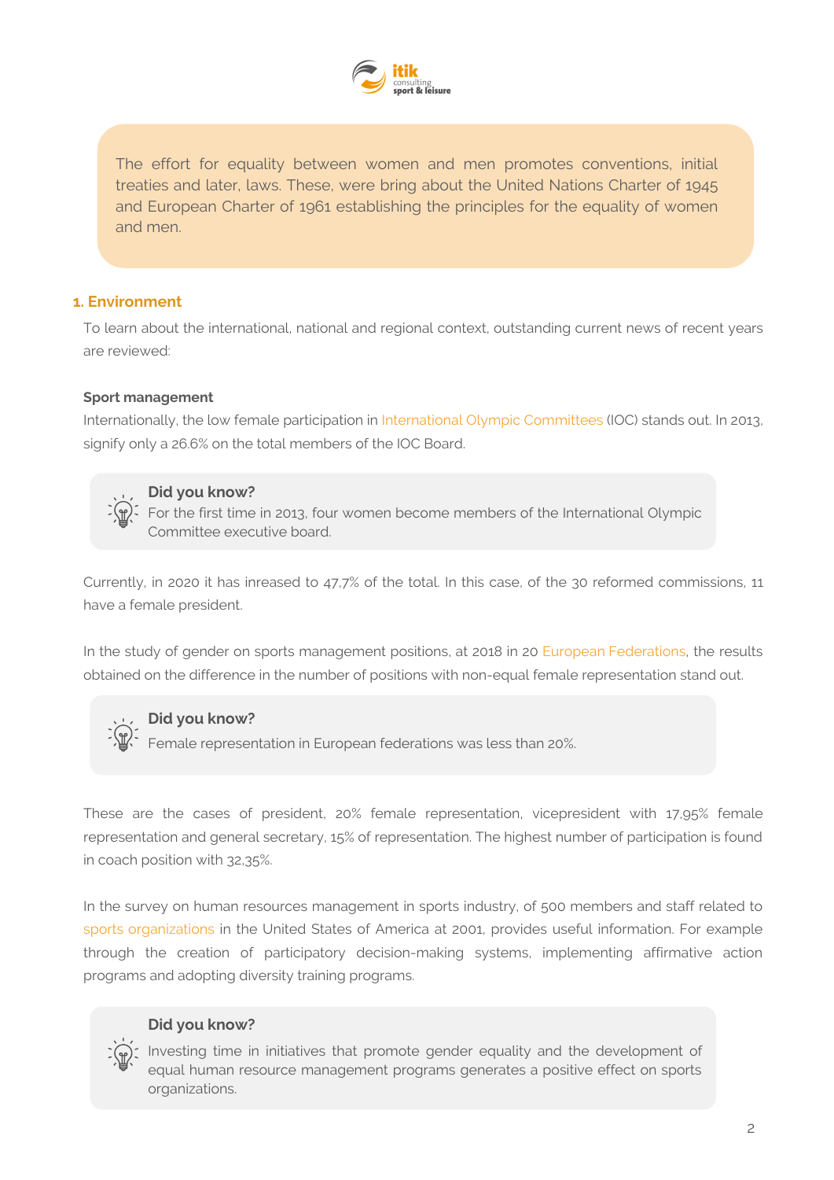The effort for equality between women and men promotes conventions, initial treaties and later, laws. These, were bring about the United Nations Charter of 1945 and European Charter of 1961 establishing the principles for the equality of women and men.

## 1. Environment

To learn about the international, national and regional context, outstanding current news of recent years are reviewed:

**Sport management**

Internationally, the low female participation in International Olympic Committees (IOC) stands out. In 2013, signify only a 26.6% on the total members of the IOC Board.

> **Did you know?**
> For the first time in 2013, four women become members of the International Olympic Committee executive board.

Currently, in 2020 it has inreased to 47,7% of the total. In this case, of the 30 reformed commissions, 11 have a female president.

In the study of gender on sports management positions, at 2018 in 20 European Federations, the results obtained on the difference in the number of positions with non-equal female representation stand out.

> **Did you know?**
> Female representation in European federations was less than 20%.

These are the cases of president, 20% female representation, vicepresident with 17,95% female representation and general secretary, 15% of representation. The highest number of participation is found in coach position with 32,35%.

In the survey on human resources management in sports industry, of 500 members and staff related to sports organizations in the United States of America at 2001, provides useful information. For example through the creation of participatory decision-making systems, implementing affirmative action programs and adopting diversity training programs.

> **Did you know?**
> Investing time in initiatives that promote gender equality and the development of equal human resource management programs generates a positive effect on sports organizations.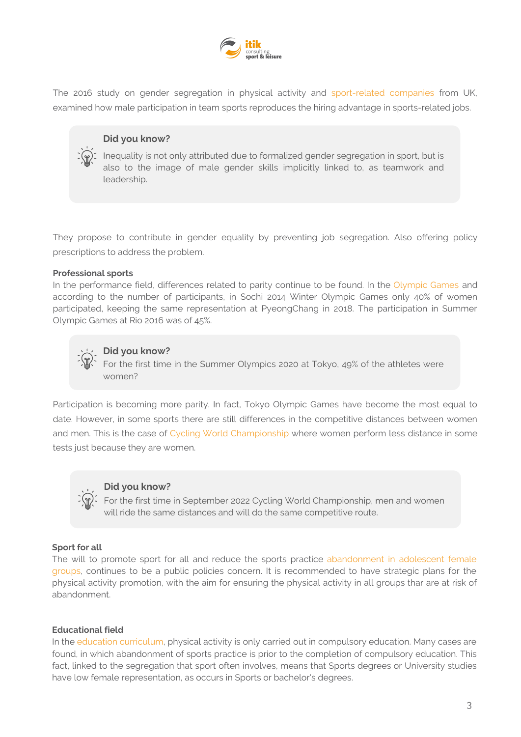The 2016 study on gender segregation in physical activity and sport-related companies from UK, examined how male participation in team sports reproduces the hiring advantage in sports-related jobs.

> **Did you know?**
> Inequality is not only attributed due to formalized gender segregation in sport, but is also to the image of male gender skills implicitly linked to, as teamwork and leadership.

They propose to contribute in gender equality by preventing job segregation. Also offering policy prescriptions to address the problem.

**Professional sports**

In the performance field, differences related to parity continue to be found. In the Olympic Games and according to the number of participants, in Sochi 2014 Winter Olympic Games only 40% of women participated, keeping the same representation at PyeongChang in 2018. The participation in Summer Olympic Games at Rio 2016 was of 45%.

> **Did you know?**
> For the first time in the Summer Olympics 2020 at Tokyo, 49% of the athletes were women?

Participation is becoming more parity. In fact, Tokyo Olympic Games have become the most equal to date. However, in some sports there are still differences in the competitive distances between women and men. This is the case of Cycling World Championship where women perform less distance in some tests just because they are women.

> **Did you know?**
> For the first time in September 2022 Cycling World Championship, men and women will ride the same distances and will do the same competitive route.

**Sport for all**

The will to promote sport for all and reduce the sports practice abandonment in adolescent female groups, continues to be a public policies concern. It is recommended to have strategic plans for the physical activity promotion, with the aim for ensuring the physical activity in all groups thar are at risk of abandonment.

**Educational field**

In the education curriculum, physical activity is only carried out in compulsory education. Many cases are found, in which abandonment of sports practice is prior to the completion of compulsory education. This fact, linked to the segregation that sport often involves, means that Sports degrees or University studies have low female representation, as occurs in Sports or bachelor's degrees.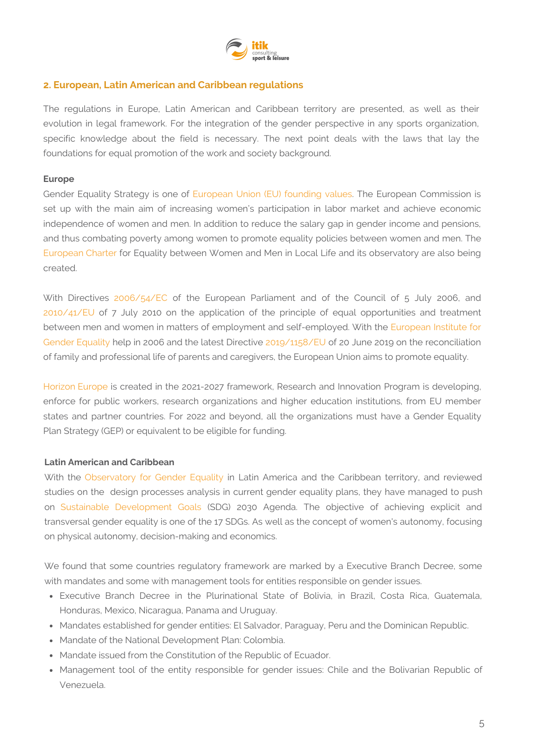## 2. European, Latin American and Caribbean regulations

The regulations in Europe, Latin American and Caribbean territory are presented, as well as their evolution in legal framework. For the integration of the gender perspective in any sports organization, specific knowledge about the field is necessary. The next point deals with the laws that lay the foundations for equal promotion of the work and society background.

**Europe**

Gender Equality Strategy is one of European Union (EU) founding values. The European Commission is set up with the main aim of increasing women's participation in labor market and achieve economic independence of women and men. In addition to reduce the salary gap in gender income and pensions, and thus combating poverty among women to promote equality policies between women and men. The European Charter for Equality between Women and Men in Local Life and its observatory are also being created.

With Directives 2006/54/EC of the European Parliament and of the Council of 5 July 2006, and 2010/41/EU of 7 July 2010 on the application of the principle of equal opportunities and treatment between men and women in matters of employment and self-employed. With the European Institute for Gender Equality help in 2006 and the latest Directive 2019/1158/EU of 20 June 2019 on the reconciliation of family and professional life of parents and caregivers, the European Union aims to promote equality.

Horizon Europe is created in the 2021-2027 framework, Research and Innovation Program is developing, enforce for public workers, research organizations and higher education institutions, from EU member states and partner countries. For 2022 and beyond, all the organizations must have a Gender Equality Plan Strategy (GEP) or equivalent to be eligible for funding.

**Latin American and Caribbean**

With the Observatory for Gender Equality in Latin America and the Caribbean territory, and reviewed studies on the design processes analysis in current gender equality plans, they have managed to push on Sustainable Development Goals (SDG) 2030 Agenda. The objective of achieving explicit and transversal gender equality is one of the 17 SDGs. As well as the concept of women's autonomy, focusing on physical autonomy, decision-making and economics.

We found that some countries regulatory framework are marked by a Executive Branch Decree, some with mandates and some with management tools for entities responsible on gender issues.

- Executive Branch Decree in the Plurinational State of Bolivia, in Brazil, Costa Rica, Guatemala, Honduras, Mexico, Nicaragua, Panama and Uruguay.
- Mandates established for gender entities: El Salvador, Paraguay, Peru and the Dominican Republic.
- Mandate of the National Development Plan: Colombia.
- Mandate issued from the Constitution of the Republic of Ecuador.
- Management tool of the entity responsible for gender issues: Chile and the Bolivarian Republic of Venezuela.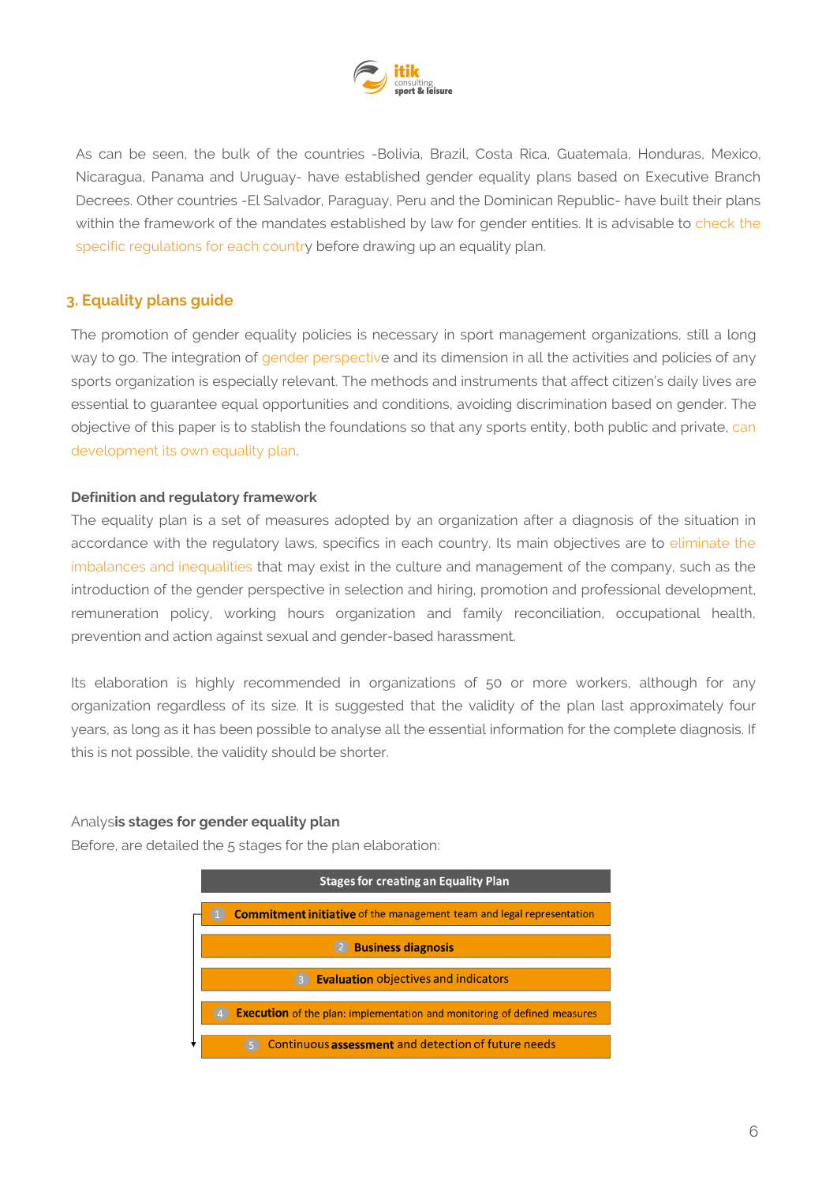As can be seen, the bulk of the countries -Bolivia, Brazil, Costa Rica, Guatemala, Honduras, Mexico, Nicaragua, Panama and Uruguay- have established gender equality plans based on Executive Branch Decrees. Other countries -El Salvador, Paraguay, Peru and the Dominican Republic- have built their plans within the framework of the mandates established by law for gender entities. It is advisable to check the specific regulations for each country before drawing up an equality plan.

## 3. Equality plans guide

The promotion of gender equality policies is necessary in sport management organizations, still a long way to go. The integration of gender perspective and its dimension in all the activities and policies of any sports organization is especially relevant. The methods and instruments that affect citizen's daily lives are essential to guarantee equal opportunities and conditions, avoiding discrimination based on gender. The objective of this paper is to stablish the foundations so that any sports entity, both public and private, can development its own equality plan.

**Definition and regulatory framework**

The equality plan is a set of measures adopted by an organization after a diagnosis of the situation in accordance with the regulatory laws, specifics in each country. Its main objectives are to eliminate the imbalances and inequalities that may exist in the culture and management of the company, such as the introduction of the gender perspective in selection and hiring, promotion and professional development, remuneration policy, working hours organization and family reconciliation, occupational health, prevention and action against sexual and gender-based harassment.

Its elaboration is highly recommended in organizations of 50 or more workers, although for any organization regardless of its size. It is suggested that the validity of the plan last approximately four years, as long as it has been possible to analyse all the essential information for the complete diagnosis. If this is not possible, the validity should be shorter.

Analysis **stages for gender equality plan**

Before, are detailed the 5 stages for the plan elaboration:

| Stages for creating an Equality Plan |
| --- |
| 1 **Commitment initiative** of the management team and legal representation |
| 2 **Business diagnosis** |
| 3 **Evaluation** objectives and indicators |
| 4 **Execution** of the plan: implementation and monitoring of defined measures |
| 5 Continuous **assessment** and detection of future needs |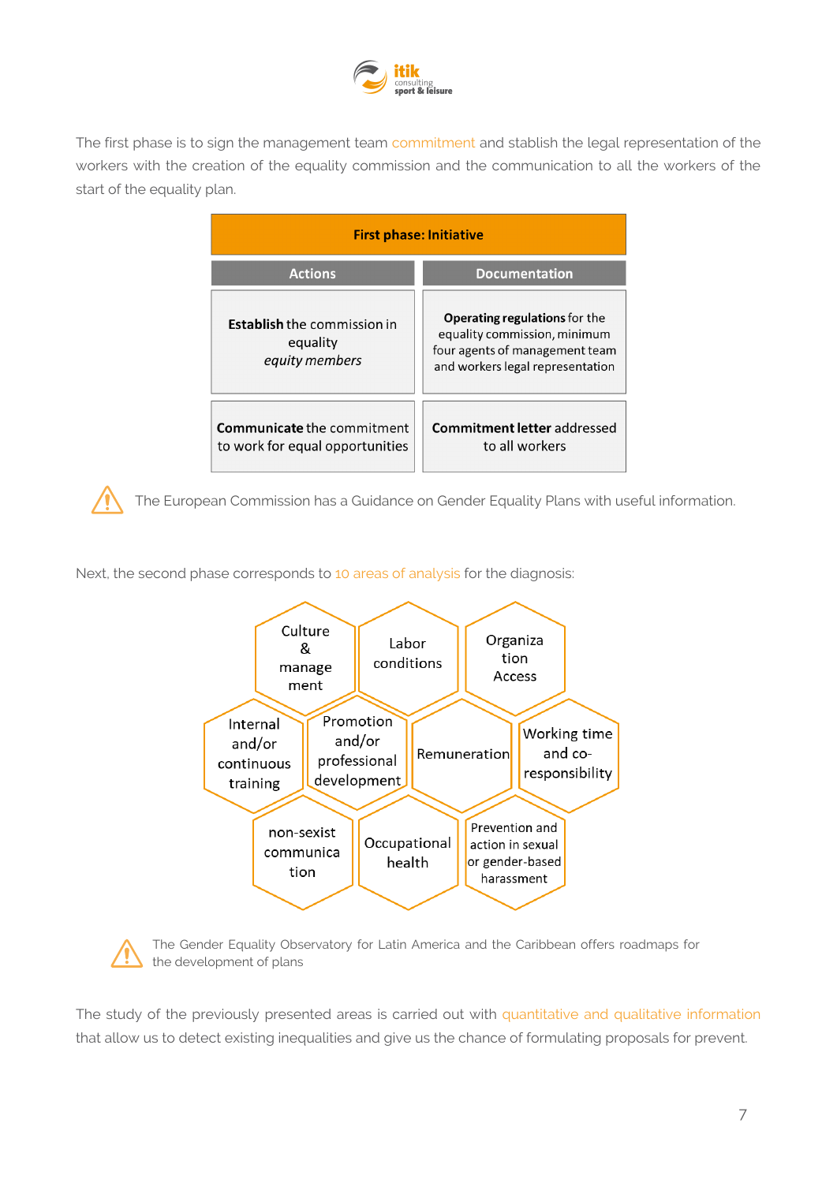The first phase is to sign the management team commitment and stablish the legal representation of the workers with the creation of the equality commission and the communication to all the workers of the start of the equality plan.

| First phase: Initiative | |
|---|---|
| **Actions** | **Documentation** |
| **Establish** the commission in equality *equity members* | **Operating regulations** for the equality commission, minimum four agents of management team and workers legal representation |
| **Communicate** the commitment to work for equal opportunities | **Commitment letter** addressed to all workers |

The European Commission has a Guidance on Gender Equality Plans with useful information.

Next, the second phase corresponds to 10 areas of analysis for the diagnosis:

- Culture & management
- Labor conditions
- Organization Access
- Internal and/or continuous training
- Promotion and/or professional development
- Remuneration
- Working time and co-responsibility
- non-sexist communication
- Occupational health
- Prevention and action in sexual or gender-based harassment

The Gender Equality Observatory for Latin America and the Caribbean offers roadmaps for the development of plans

The study of the previously presented areas is carried out with quantitative and qualitative information that allow us to detect existing inequalities and give us the chance of formulating proposals for prevent.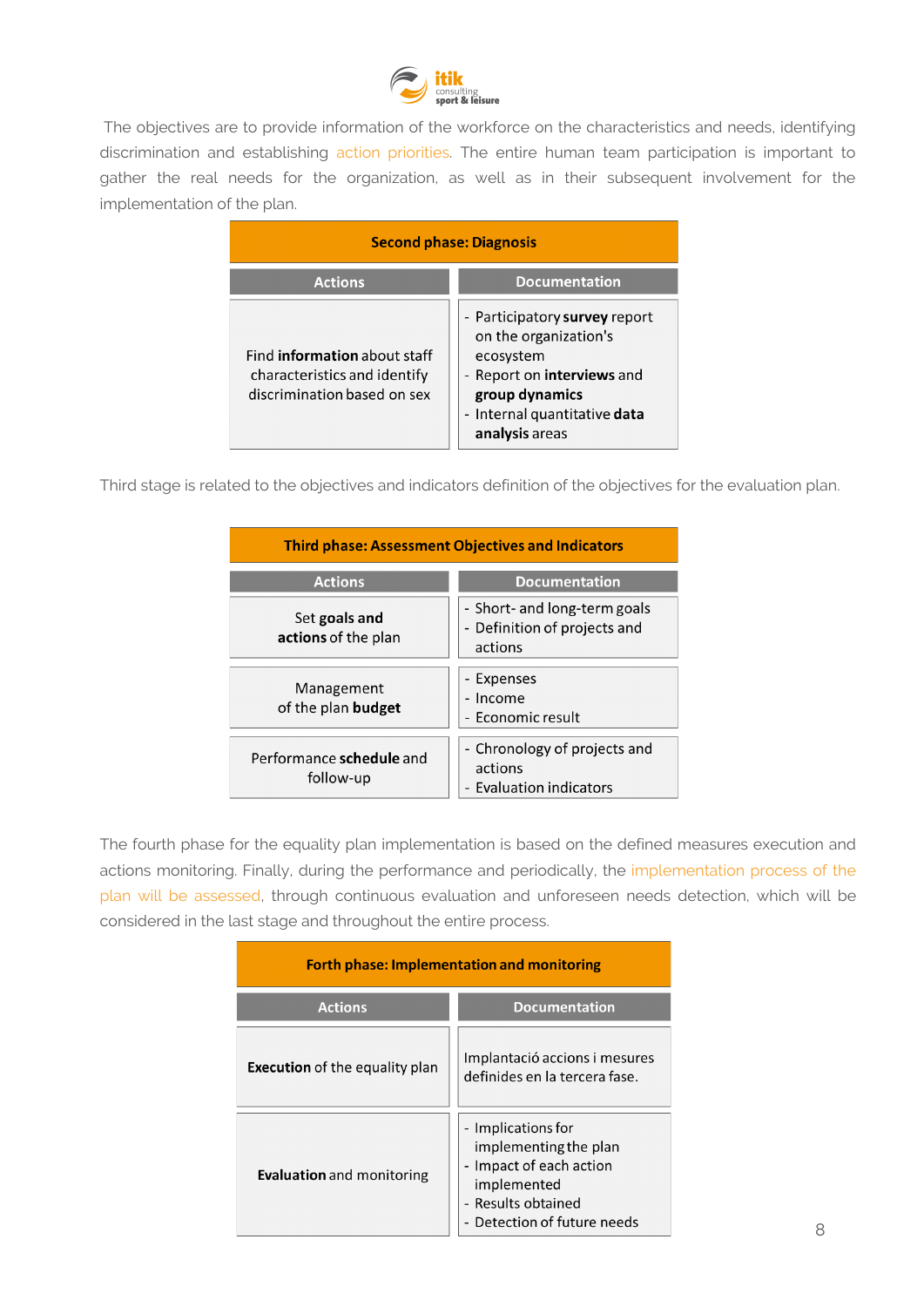The objectives are to provide information of the workforce on the characteristics and needs, identifying discrimination and establishing action priorities. The entire human team participation is important to gather the real needs for the organization, as well as in their subsequent involvement for the implementation of the plan.

| **Second phase: Diagnosis** | |
|---|---|
| **Actions** | **Documentation** |
| Find **information** about staff characteristics and identify discrimination based on sex | - Participatory **survey** report on the organization's ecosystem<br>- Report on **interviews** and **group dynamics**<br>- Internal quantitative **data analysis** areas |

Third stage is related to the objectives and indicators definition of the objectives for the evaluation plan.

| **Third phase: Assessment Objectives and Indicators** | |
|---|---|
| **Actions** | **Documentation** |
| Set **goals and actions** of the plan | - Short- and long-term goals<br>- Definition of projects and actions |
| Management of the plan **budget** | - Expenses<br>- Income<br>- Economic result |
| Performance **schedule** and follow-up | - Chronology of projects and actions<br>- Evaluation indicators |

The fourth phase for the equality plan implementation is based on the defined measures execution and actions monitoring. Finally, during the performance and periodically, the implementation process of the plan will be assessed, through continuous evaluation and unforeseen needs detection, which will be considered in the last stage and throughout the entire process.

| **Forth phase: Implementation and monitoring** | |
|---|---|
| **Actions** | **Documentation** |
| **Execution** of the equality plan | Implantació accions i mesures definides en la tercera fase. |
| **Evaluation** and monitoring | - Implications for implementing the plan<br>- Impact of each action implemented<br>- Results obtained<br>- Detection of future needs |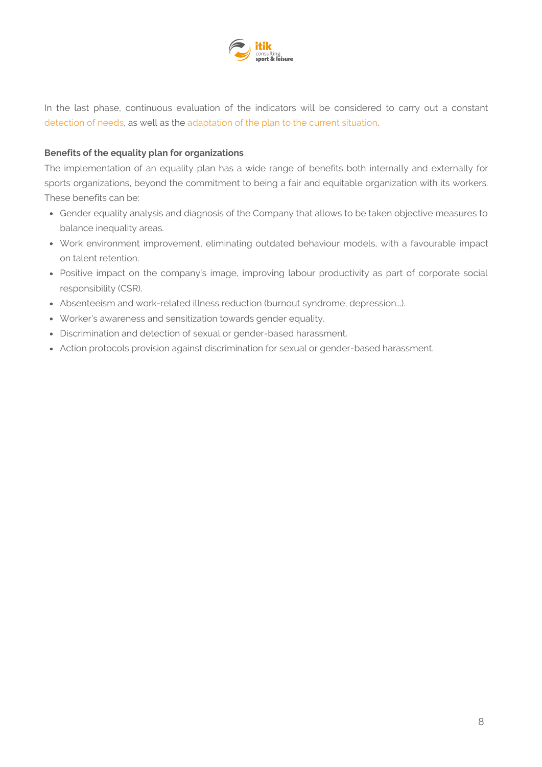In the last phase, continuous evaluation of the indicators will be considered to carry out a constant detection of needs, as well as the adaptation of the plan to the current situation.

**Benefits of the equality plan for organizations**

The implementation of an equality plan has a wide range of benefits both internally and externally for sports organizations, beyond the commitment to being a fair and equitable organization with its workers. These benefits can be:

- Gender equality analysis and diagnosis of the Company that allows to be taken objective measures to balance inequality areas.
- Work environment improvement, eliminating outdated behaviour models, with a favourable impact on talent retention.
- Positive impact on the company's image, improving labour productivity as part of corporate social responsibility (CSR).
- Absenteeism and work-related illness reduction (burnout syndrome, depression...).
- Worker's awareness and sensitization towards gender equality.
- Discrimination and detection of sexual or gender-based harassment.
- Action protocols provision against discrimination for sexual or gender-based harassment.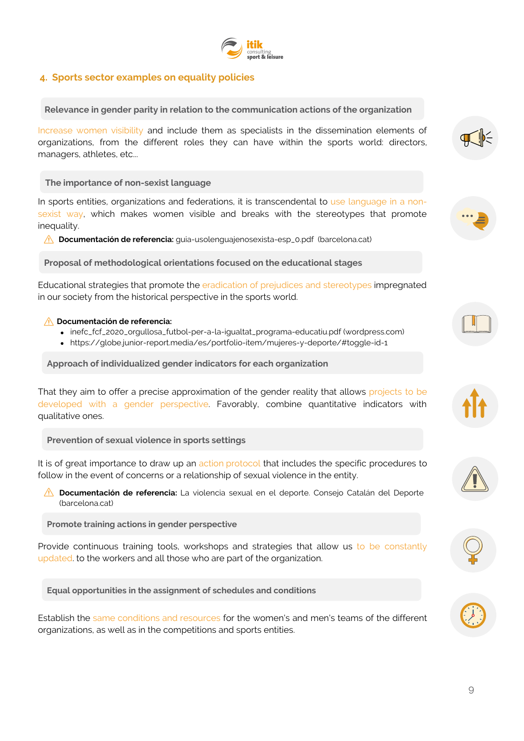## 4. Sports sector examples on equality policies

### Relevance in gender parity in relation to the communication actions of the organization

Increase women visibility and include them as specialists in the dissemination elements of organizations, from the different roles they can have within the sports world: directors, managers, athletes, etc...

### The importance of non-sexist language

In sports entities, organizations and federations, it is transcendental to use language in a non-sexist way, which makes women visible and breaks with the stereotypes that promote inequality.

⚠ **Documentación de referencia:** guia-usolenguajenosexista-esp_0.pdf (barcelona.cat)

### Proposal of methodological orientations focused on the educational stages

Educational strategies that promote the eradication of prejudices and stereotypes impregnated in our society from the historical perspective in the sports world.

⚠ **Documentación de referencia:**

- inefc_fcf_2020_orgullosa_futbol-per-a-la-igualtat_programa-educatiu.pdf (wordpress.com)
- https://globe.junior-report.media/es/portfolio-item/mujeres-y-deporte/#toggle-id-1

### Approach of individualized gender indicators for each organization

That they aim to offer a precise approximation of the gender reality that allows projects to be developed with a gender perspective. Favorably, combine quantitative indicators with qualitative ones.

### Prevention of sexual violence in sports settings

It is of great importance to draw up an action protocol that includes the specific procedures to follow in the event of concerns or a relationship of sexual violence in the entity.

⚠ **Documentación de referencia:** La violencia sexual en el deporte. Consejo Catalán del Deporte (barcelona.cat)

### Promote training actions in gender perspective

Provide continuous training tools, workshops and strategies that allow us to be constantly updated. to the workers and all those who are part of the organization.

### Equal opportunities in the assignment of schedules and conditions

Establish the same conditions and resources for the women's and men's teams of the different organizations, as well as in the competitions and sports entities.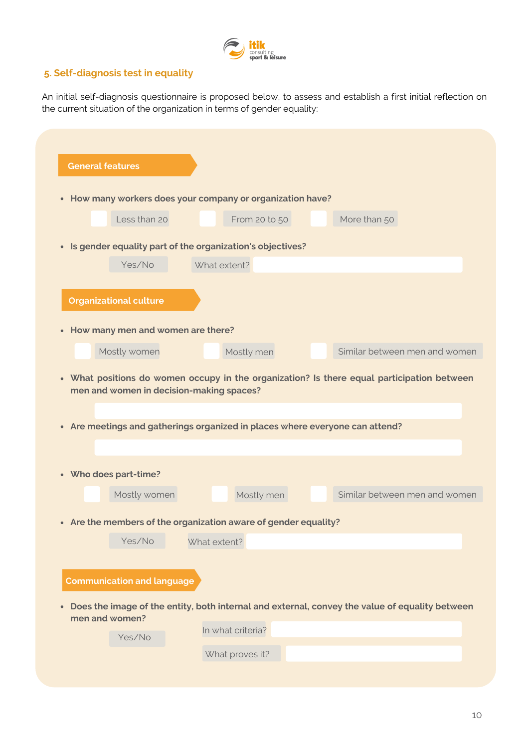## 5. Self-diagnosis test in equality

An initial self-diagnosis questionnaire is proposed below, to assess and establish a first initial reflection on the current situation of the organization in terms of gender equality:

### General features

- **How many workers does your company or organization have?**

  ☐ Less than 20 ☐ From 20 to 50 ☐ More than 50

- **Is gender equality part of the organization's objectives?**

  Yes/No What extent? ____________

### Organizational culture

- **How many men and women are there?**

  ☐ Mostly women ☐ Mostly men ☐ Similar between men and women

- **What positions do women occupy in the organization? Is there equal participation between men and women in decision-making spaces?**

  ____________

- **Are meetings and gatherings organized in places where everyone can attend?**

  ____________

- **Who does part-time?**

  ☐ Mostly women ☐ Mostly men ☐ Similar between men and women

- **Are the members of the organization aware of gender equality?**

  Yes/No What extent? ____________

### Communication and language

- **Does the image of the entity, both internal and external, convey the value of equality between men and women?**

  Yes/No In what criteria? ____________

  What proves it? ____________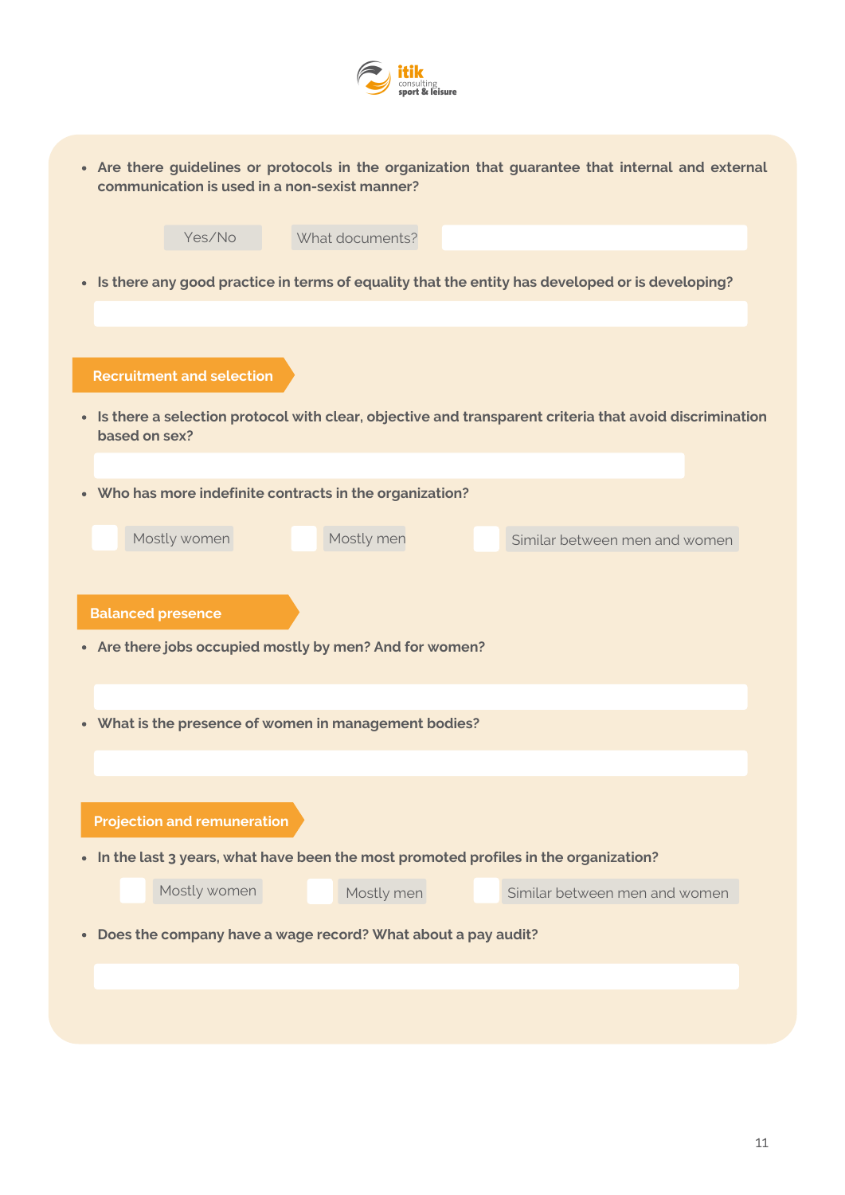- **Are there guidelines or protocols in the organization that guarantee that internal and external communication is used in a non-sexist manner?**

  Yes/No | What documents?

- **Is there any good practice in terms of equality that the entity has developed or is developing?**

## Recruitment and selection

- **Is there a selection protocol with clear, objective and transparent criteria that avoid discrimination based on sex?**

- **Who has more indefinite contracts in the organization?**

  - [ ] Mostly women
  - [ ] Mostly men
  - [ ] Similar between men and women

## Balanced presence

- **Are there jobs occupied mostly by men? And for women?**

- **What is the presence of women in management bodies?**

## Projection and remuneration

- **In the last 3 years, what have been the most promoted profiles in the organization?**

  - [ ] Mostly women
  - [ ] Mostly men
  - [ ] Similar between men and women

- **Does the company have a wage record? What about a pay audit?**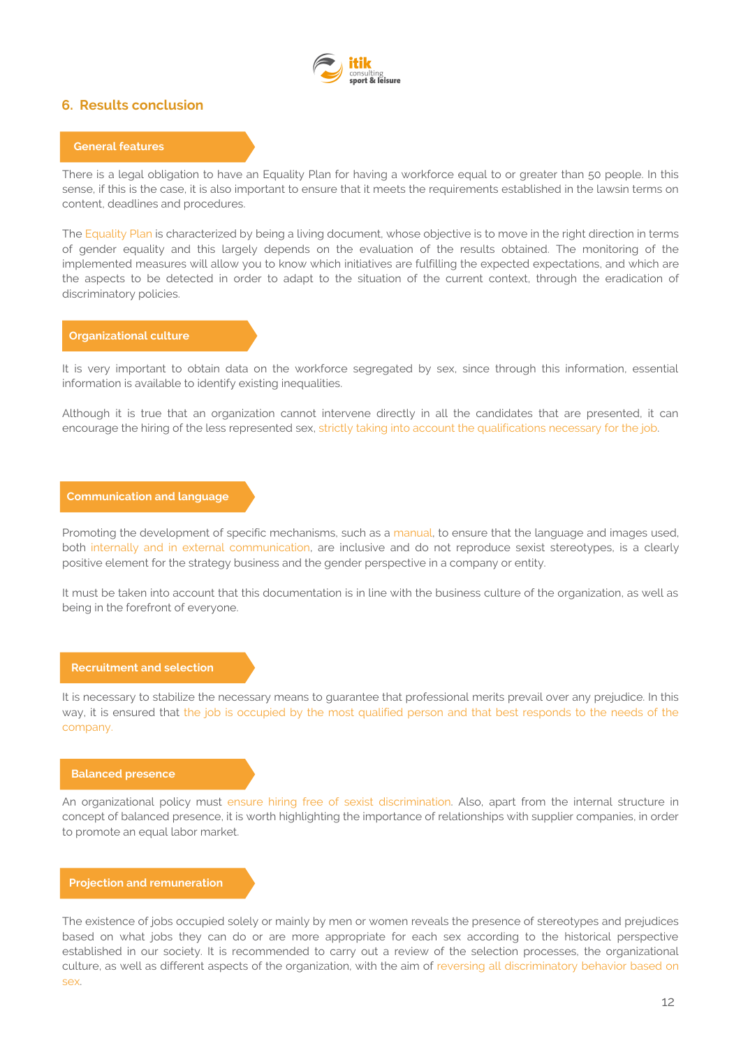## 6. Results conclusion

### General features

There is a legal obligation to have an Equality Plan for having a workforce equal to or greater than 50 people. In this sense, if this is the case, it is also important to ensure that it meets the requirements established in the lawsin terms on content, deadlines and procedures.

The Equality Plan is characterized by being a living document, whose objective is to move in the right direction in terms of gender equality and this largely depends on the evaluation of the results obtained. The monitoring of the implemented measures will allow you to know which initiatives are fulfilling the expected expectations, and which are the aspects to be detected in order to adapt to the situation of the current context, through the eradication of discriminatory policies.

### Organizational culture

It is very important to obtain data on the workforce segregated by sex, since through this information, essential information is available to identify existing inequalities.

Although it is true that an organization cannot intervene directly in all the candidates that are presented, it can encourage the hiring of the less represented sex, strictly taking into account the qualifications necessary for the job.

### Communication and language

Promoting the development of specific mechanisms, such as a manual, to ensure that the language and images used, both internally and in external communication, are inclusive and do not reproduce sexist stereotypes, is a clearly positive element for the strategy business and the gender perspective in a company or entity.

It must be taken into account that this documentation is in line with the business culture of the organization, as well as being in the forefront of everyone.

### Recruitment and selection

It is necessary to stabilize the necessary means to guarantee that professional merits prevail over any prejudice. In this way, it is ensured that the job is occupied by the most qualified person and that best responds to the needs of the company.

### Balanced presence

An organizational policy must ensure hiring free of sexist discrimination. Also, apart from the internal structure in concept of balanced presence, it is worth highlighting the importance of relationships with supplier companies, in order to promote an equal labor market.

### Projection and remuneration

The existence of jobs occupied solely or mainly by men or women reveals the presence of stereotypes and prejudices based on what jobs they can do or are more appropriate for each sex according to the historical perspective established in our society. It is recommended to carry out a review of the selection processes, the organizational culture, as well as different aspects of the organization, with the aim of reversing all discriminatory behavior based on sex.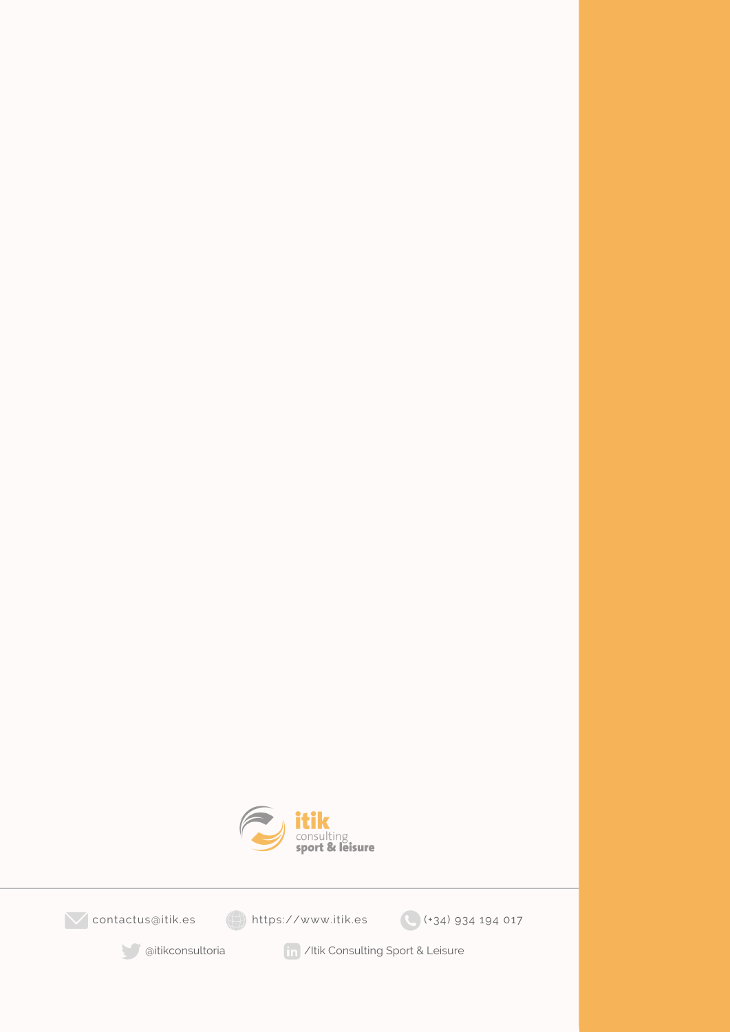itik
consulting
sport & leisure

contactus@itik.es https://www.itik.es (+34) 934 194 017

@itikconsultoria /Itik Consulting Sport & Leisure